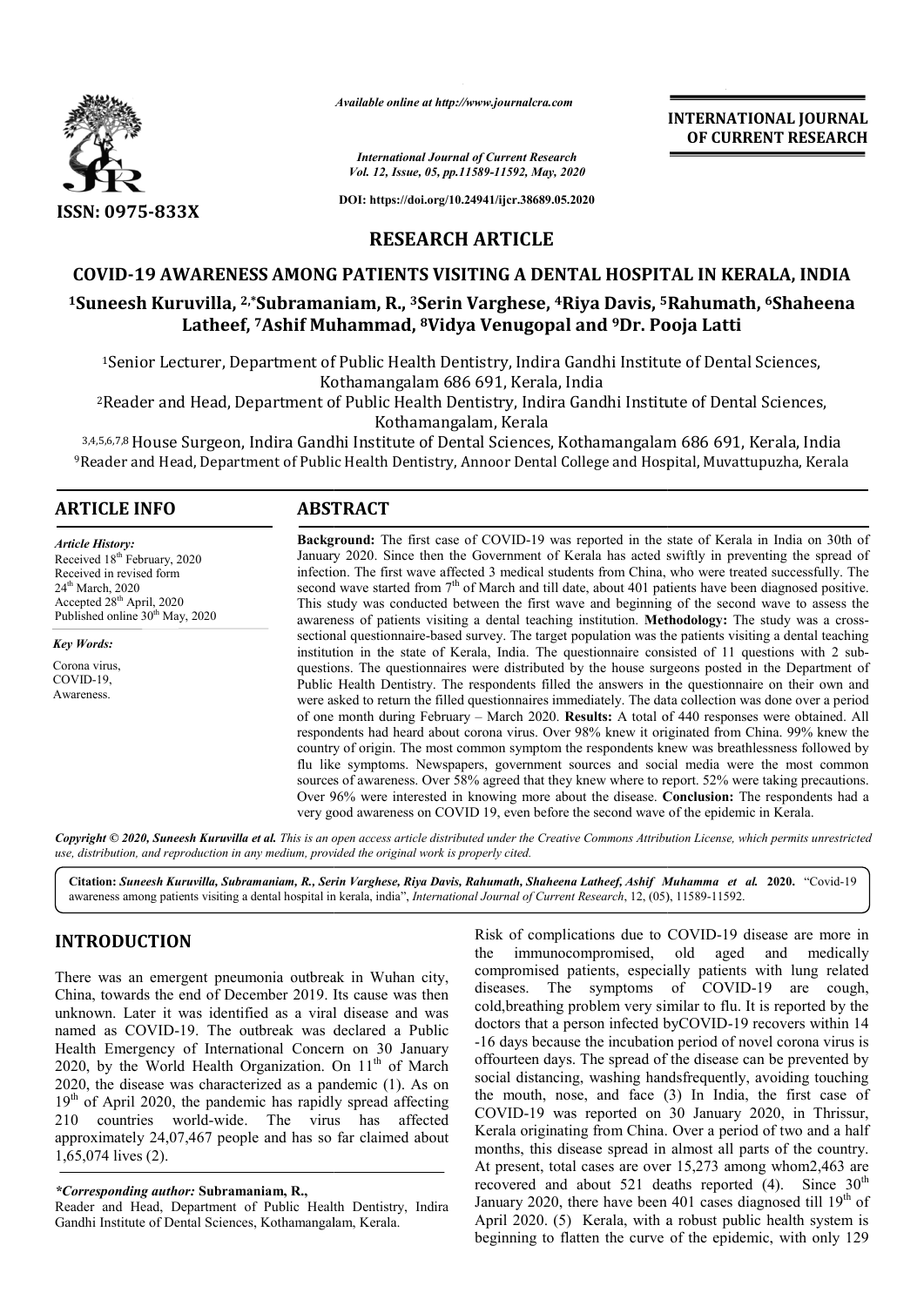*Available online at http://www.journalcra.com*

*International Journal of Current Research*
*Vol. 12, Issue, 05, pp.11589-11592, May, 2020*

**DOI: https://doi.org/10.24941/ijcr.38689.05.2020**

**INTERNATIONAL JOURNAL OF CURRENT RESEARCH**

**ISSN: 0975-833X**

## RESEARCH ARTICLE

# COVID-19 AWARENESS AMONG PATIENTS VISITING A DENTAL HOSPITAL IN KERALA, INDIA

**[1]Suneesh Kuruvilla, [2,*]Subramaniam, R., [3]Serin Varghese, [4]Riya Davis, [5]Rahumath, [6]Shaheena Latheef, [7]Ashif Muhammad, [8]Vidya Venugopal and [9]Dr. Pooja Latti**

[1]Senior Lecturer, Department of Public Health Dentistry, Indira Gandhi Institute of Dental Sciences, Kothamangalam 686 691, Kerala, India

[2]Reader and Head, Department of Public Health Dentistry, Indira Gandhi Institute of Dental Sciences, Kothamangalam, Kerala

[3,4,5,6,7,8]House Surgeon, Indira Gandhi Institute of Dental Sciences, Kothamangalam 686 691, Kerala, India

[9]Reader and Head, Department of Public Health Dentistry, Annoor Dental College and Hospital, Muvattupuzha, Kerala

### ARTICLE INFO

*Article History:*
Received 18th February, 2020
Received in revised form
24th March, 2020
Accepted 28th April, 2020
Published online 30th May, 2020

*Key Words:*
Corona virus,
COVID-19,
Awareness.

### ABSTRACT

**Background:** The first case of COVID-19 was reported in the state of Kerala in India on 30th of January 2020. Since then the Government of Kerala has acted swiftly in preventing the spread of infection. The first wave affected 3 medical students from China, who were treated successfully. The second wave started from 7th of March and till date, about 401 patients have been diagnosed positive. This study was conducted between the first wave and beginning of the second wave to assess the awareness of patients visiting a dental teaching institution. **Methodology:** The study was a cross-sectional questionnaire-based survey. The target population was the patients visiting a dental teaching institution in the state of Kerala, India. The questionnaire consisted of 11 questions with 2 sub-questions. The questionnaires were distributed by the house surgeons posted in the Department of Public Health Dentistry. The respondents filled the answers in the questionnaire on their own and were asked to return the filled questionnaires immediately. The data collection was done over a period of one month during February – March 2020. **Results:** A total of 440 responses were obtained. All respondents had heard about corona virus. Over 98% knew it originated from China. 99% knew the country of origin. The most common symptom the respondents knew was breathlessness followed by flu like symptoms. Newspapers, government sources and social media were the most common sources of awareness. Over 58% agreed that they knew where to report. 52% were taking precautions. Over 96% were interested in knowing more about the disease. **Conclusion:** The respondents had a very good awareness on COVID 19, even before the second wave of the epidemic in Kerala.

*Copyright © 2020, Suneesh Kuruvilla et al. This is an open access article distributed under the Creative Commons Attribution License, which permits unrestricted use, distribution, and reproduction in any medium, provided the original work is properly cited.*

**Citation:** *Suneesh Kuruvilla, Subramaniam, R., Serin Varghese, Riya Davis, Rahumath, Shaheena Latheef, Ashif Muhamma et al.* **2020.** "Covid-19 awareness among patients visiting a dental hospital in kerala, india", *International Journal of Current Research*, 12, (05), 11589-11592.

## INTRODUCTION

There was an emergent pneumonia outbreak in Wuhan city, China, towards the end of December 2019. Its cause was then unknown. Later it was identified as a viral disease and was named as COVID-19. The outbreak was declared a Public Health Emergency of International Concern on 30 January 2020, by the World Health Organization. On 11th of March 2020, the disease was characterized as a pandemic (1). As on 19th of April 2020, the pandemic has rapidly spread affecting 210 countries world-wide. The virus has affected approximately 24,07,467 people and has so far claimed about 1,65,074 lives (2).

*\*Corresponding author:* **Subramaniam, R.,**
Reader and Head, Department of Public Health Dentistry, Indira Gandhi Institute of Dental Sciences, Kothamangalam, Kerala.

Risk of complications due to COVID-19 disease are more in the immunocompromised, old aged and medically compromised patients, especially patients with lung related diseases. The symptoms of COVID-19 are cough, cold,breathing problem very similar to flu. It is reported by the doctors that a person infected byCOVID-19 recovers within 14 -16 days because the incubation period of novel corona virus is offourteen days. The spread of the disease can be prevented by social distancing, washing handsfrequently, avoiding touching the mouth, nose, and face (3) In India, the first case of COVID-19 was reported on 30 January 2020, in Thrissur, Kerala originating from China. Over a period of two and a half months, this disease spread in almost all parts of the country. At present, total cases are over 15,273 among whom2,463 are recovered and about 521 deaths reported (4). Since 30th January 2020, there have been 401 cases diagnosed till 19th of April 2020. (5) Kerala, with a robust public health system is beginning to flatten the curve of the epidemic, with only 129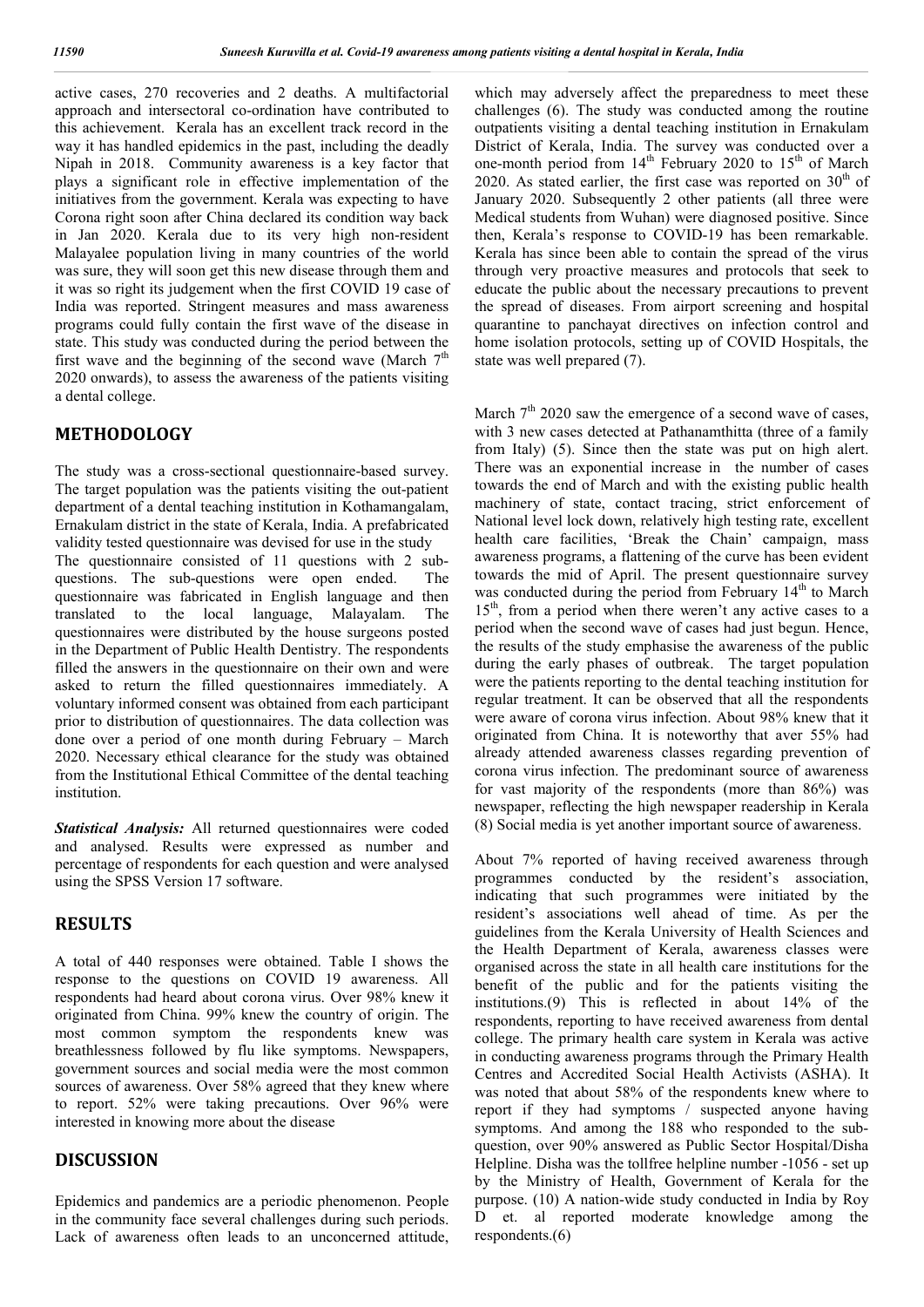active cases, 270 recoveries and 2 deaths. A multifactorial approach and intersectoral co-ordination have contributed to this achievement. Kerala has an excellent track record in the way it has handled epidemics in the past, including the deadly Nipah in 2018. Community awareness is a key factor that plays a significant role in effective implementation of the initiatives from the government. Kerala was expecting to have Corona right soon after China declared its condition way back in Jan 2020. Kerala due to its very high non-resident Malayalee population living in many countries of the world was sure, they will soon get this new disease through them and it was so right its judgement when the first COVID 19 case of India was reported. Stringent measures and mass awareness programs could fully contain the first wave of the disease in state. This study was conducted during the period between the first wave and the beginning of the second wave (March 7th 2020 onwards), to assess the awareness of the patients visiting a dental college.

## METHODOLOGY

The study was a cross-sectional questionnaire-based survey. The target population was the patients visiting the out-patient department of a dental teaching institution in Kothamangalam, Ernakulam district in the state of Kerala, India. A prefabricated validity tested questionnaire was devised for use in the study

The questionnaire consisted of 11 questions with 2 sub-questions. The sub-questions were open ended. The questionnaire was fabricated in English language and then translated to the local language, Malayalam. The questionnaires were distributed by the house surgeons posted in the Department of Public Health Dentistry. The respondents filled the answers in the questionnaire on their own and were asked to return the filled questionnaires immediately. A voluntary informed consent was obtained from each participant prior to distribution of questionnaires. The data collection was done over a period of one month during February – March 2020. Necessary ethical clearance for the study was obtained from the Institutional Ethical Committee of the dental teaching institution.

***Statistical Analysis:*** All returned questionnaires were coded and analysed. Results were expressed as number and percentage of respondents for each question and were analysed using the SPSS Version 17 software.

## RESULTS

A total of 440 responses were obtained. Table I shows the response to the questions on COVID 19 awareness. All respondents had heard about corona virus. Over 98% knew it originated from China. 99% knew the country of origin. The most common symptom the respondents knew was breathlessness followed by flu like symptoms. Newspapers, government sources and social media were the most common sources of awareness. Over 58% agreed that they knew where to report. 52% were taking precautions. Over 96% were interested in knowing more about the disease

## DISCUSSION

Epidemics and pandemics are a periodic phenomenon. People in the community face several challenges during such periods. Lack of awareness often leads to an unconcerned attitude, which may adversely affect the preparedness to meet these challenges (6). The study was conducted among the routine outpatients visiting a dental teaching institution in Ernakulam District of Kerala, India. The survey was conducted over a one-month period from 14th February 2020 to 15th of March 2020. As stated earlier, the first case was reported on 30th of January 2020. Subsequently 2 other patients (all three were Medical students from Wuhan) were diagnosed positive. Since then, Kerala's response to COVID-19 has been remarkable. Kerala has since been able to contain the spread of the virus through very proactive measures and protocols that seek to educate the public about the necessary precautions to prevent the spread of diseases. From airport screening and hospital quarantine to panchayat directives on infection control and home isolation protocols, setting up of COVID Hospitals, the state was well prepared (7).

March 7th 2020 saw the emergence of a second wave of cases, with 3 new cases detected at Pathanamthitta (three of a family from Italy) (5). Since then the state was put on high alert. There was an exponential increase in the number of cases towards the end of March and with the existing public health machinery of state, contact tracing, strict enforcement of National level lock down, relatively high testing rate, excellent health care facilities, 'Break the Chain' campaign, mass awareness programs, a flattening of the curve has been evident towards the mid of April. The present questionnaire survey was conducted during the period from February 14th to March 15th, from a period when there weren't any active cases to a period when the second wave of cases had just begun. Hence, the results of the study emphasise the awareness of the public during the early phases of outbreak. The target population were the patients reporting to the dental teaching institution for regular treatment. It can be observed that all the respondents were aware of corona virus infection. About 98% knew that it originated from China. It is noteworthy that aver 55% had already attended awareness classes regarding prevention of corona virus infection. The predominant source of awareness for vast majority of the respondents (more than 86%) was newspaper, reflecting the high newspaper readership in Kerala (8) Social media is yet another important source of awareness.

About 7% reported of having received awareness through programmes conducted by the resident's association, indicating that such programmes were initiated by the resident's associations well ahead of time. As per the guidelines from the Kerala University of Health Sciences and the Health Department of Kerala, awareness classes were organised across the state in all health care institutions for the benefit of the public and for the patients visiting the institutions.(9) This is reflected in about 14% of the respondents, reporting to have received awareness from dental college. The primary health care system in Kerala was active in conducting awareness programs through the Primary Health Centres and Accredited Social Health Activists (ASHA). It was noted that about 58% of the respondents knew where to report if they had symptoms / suspected anyone having symptoms. And among the 188 who responded to the sub-question, over 90% answered as Public Sector Hospital/Disha Helpline. Disha was the tollfree helpline number -1056 - set up by the Ministry of Health, Government of Kerala for the purpose. (10) A nation-wide study conducted in India by Roy D et. al reported moderate knowledge among the respondents.(6)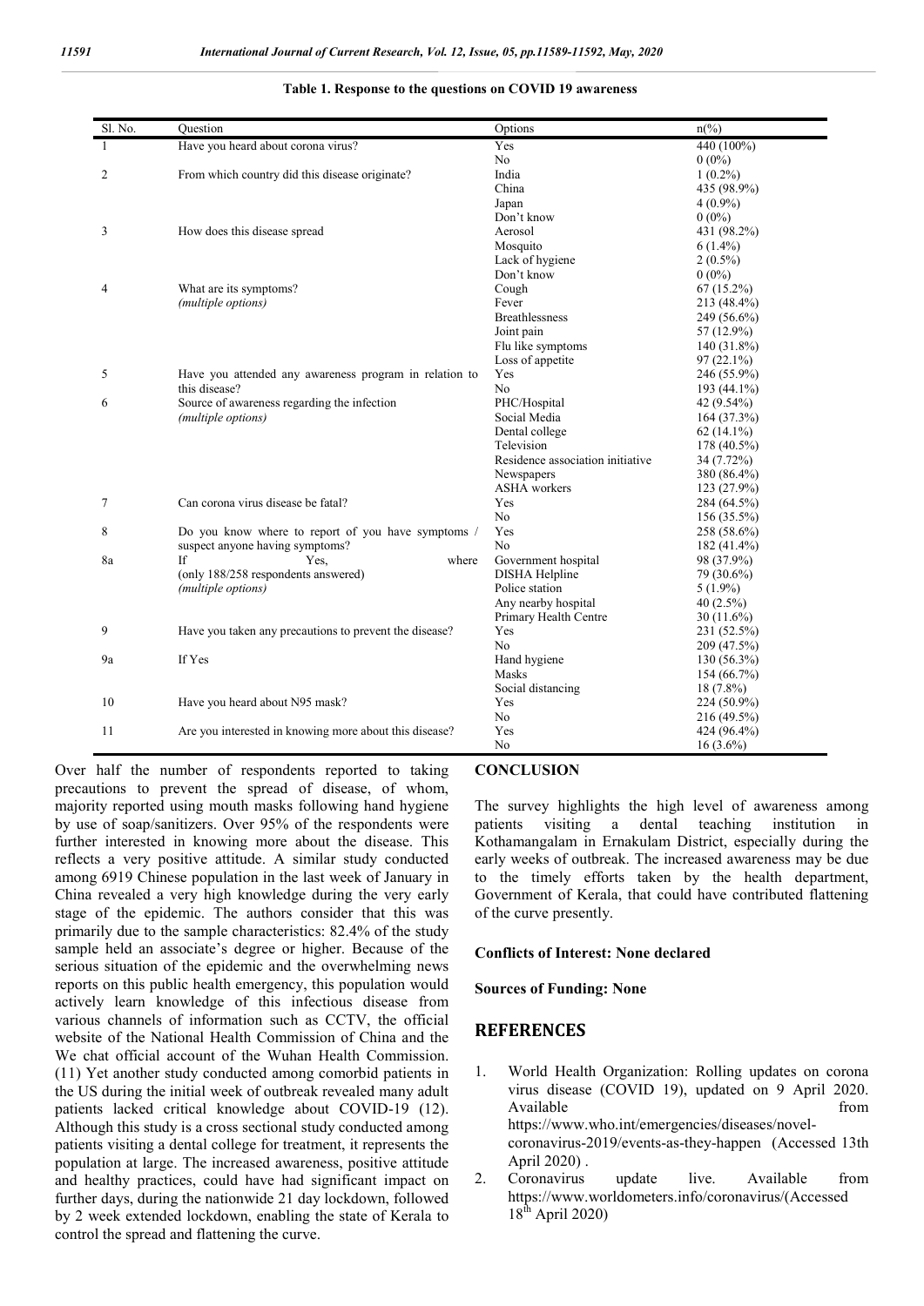**Table 1. Response to the questions on COVID 19 awareness**

| Sl. No. | Question | Options | n(%) |
|---|---|---|---|
| 1 | Have you heard about corona virus? | Yes | 440 (100%) |
| | | No | 0 (0%) |
| 2 | From which country did this disease originate? | India | 1 (0.2%) |
| | | China | 435 (98.9%) |
| | | Japan | 4 (0.9%) |
| | | Don't know | 0 (0%) |
| 3 | How does this disease spread | Aerosol | 431 (98.2%) |
| | | Mosquito | 6 (1.4%) |
| | | Lack of hygiene | 2 (0.5%) |
| | | Don't know | 0 (0%) |
| 4 | What are its symptoms? *(multiple options)* | Cough | 67 (15.2%) |
| | | Fever | 213 (48.4%) |
| | | Breathlessness | 249 (56.6%) |
| | | Joint pain | 57 (12.9%) |
| | | Flu like symptoms | 140 (31.8%) |
| | | Loss of appetite | 97 (22.1%) |
| 5 | Have you attended any awareness program in relation to this disease? | Yes | 246 (55.9%) |
| | | No | 193 (44.1%) |
| 6 | Source of awareness regarding the infection *(multiple options)* | PHC/Hospital | 42 (9.54%) |
| | | Social Media | 164 (37.3%) |
| | | Dental college | 62 (14.1%) |
| | | Television | 178 (40.5%) |
| | | Residence association initiative | 34 (7.72%) |
| | | Newspapers | 380 (86.4%) |
| | | ASHA workers | 123 (27.9%) |
| 7 | Can corona virus disease be fatal? | Yes | 284 (64.5%) |
| | | No | 156 (35.5%) |
| 8 | Do you know where to report of you have symptoms / suspect anyone having symptoms? | Yes | 258 (58.6%) |
| | | No | 182 (41.4%) |
| 8a | If Yes, where (only 188/258 respondents answered) *(multiple options)* | Government hospital | 98 (37.9%) |
| | | DISHA Helpline | 79 (30.6%) |
| | | Police station | 5 (1.9%) |
| | | Any nearby hospital | 40 (2.5%) |
| | | Primary Health Centre | 30 (11.6%) |
| 9 | Have you taken any precautions to prevent the disease? | Yes | 231 (52.5%) |
| | | No | 209 (47.5%) |
| 9a | If Yes | Hand hygiene | 130 (56.3%) |
| | | Masks | 154 (66.7%) |
| | | Social distancing | 18 (7.8%) |
| 10 | Have you heard about N95 mask? | Yes | 224 (50.9%) |
| | | No | 216 (49.5%) |
| 11 | Are you interested in knowing more about this disease? | Yes | 424 (96.4%) |
| | | No | 16 (3.6%) |

Over half the number of respondents reported to taking precautions to prevent the spread of disease, of whom, majority reported using mouth masks following hand hygiene by use of soap/sanitizers. Over 95% of the respondents were further interested in knowing more about the disease. This reflects a very positive attitude. A similar study conducted among 6919 Chinese population in the last week of January in China revealed a very high knowledge during the very early stage of the epidemic. The authors consider that this was primarily due to the sample characteristics: 82.4% of the study sample held an associate's degree or higher. Because of the serious situation of the epidemic and the overwhelming news reports on this public health emergency, this population would actively learn knowledge of this infectious disease from various channels of information such as CCTV, the official website of the National Health Commission of China and the We chat official account of the Wuhan Health Commission. (11) Yet another study conducted among comorbid patients in the US during the initial week of outbreak revealed many adult patients lacked critical knowledge about COVID-19 (12). Although this study is a cross sectional study conducted among patients visiting a dental college for treatment, it represents the population at large. The increased awareness, positive attitude and healthy practices, could have had significant impact on further days, during the nationwide 21 day lockdown, followed by 2 week extended lockdown, enabling the state of Kerala to control the spread and flattening the curve.

## CONCLUSION

The survey highlights the high level of awareness among patients visiting a dental teaching institution in Kothamangalam in Ernakulam District, especially during the early weeks of outbreak. The increased awareness may be due to the timely efforts taken by the health department, Government of Kerala, that could have contributed flattening of the curve presently.

**Conflicts of Interest: None declared**

**Sources of Funding: None**

## REFERENCES

1. World Health Organization: Rolling updates on corona virus disease (COVID 19), updated on 9 April 2020. Available from https://www.who.int/emergencies/diseases/novel-coronavirus-2019/events-as-they-happen (Accessed 13th April 2020) .
2. Coronavirus update live. Available from https://www.worldometers.info/coronavirus/(Accessed 18th April 2020)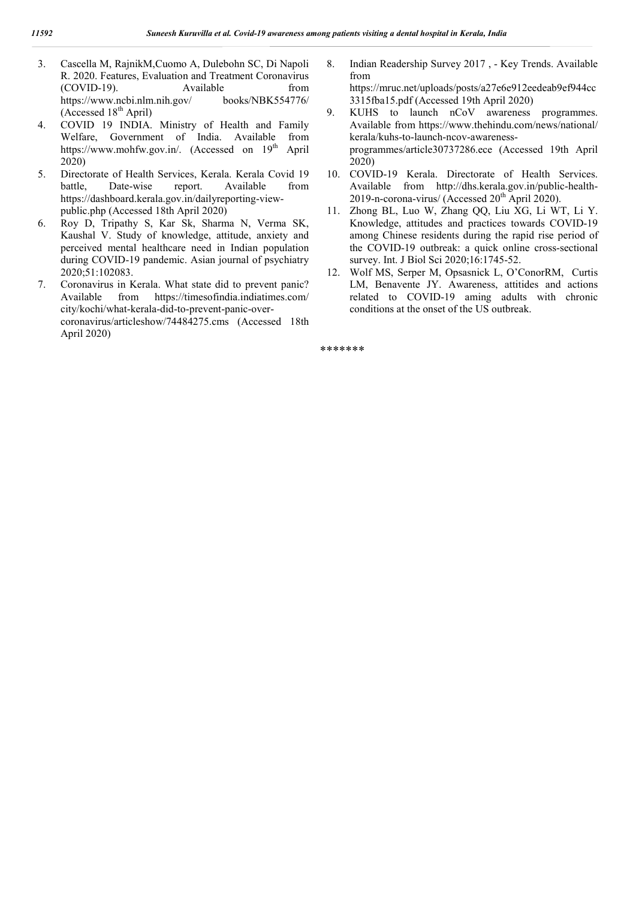3. Cascella M, RajnikM,Cuomo A, Dulebohn SC, Di Napoli R. 2020. Features, Evaluation and Treatment Coronavirus (COVID-19). Available from https://www.ncbi.nlm.nih.gov/ books/NBK554776/ (Accessed 18th April)
4. COVID 19 INDIA. Ministry of Health and Family Welfare, Government of India. Available from https://www.mohfw.gov.in/. (Accessed on 19th April 2020)
5. Directorate of Health Services, Kerala. Kerala Covid 19 battle, Date-wise report. Available from https://dashboard.kerala.gov.in/dailyreporting-view-public.php (Accessed 18th April 2020)
6. Roy D, Tripathy S, Kar Sk, Sharma N, Verma SK, Kaushal V. Study of knowledge, attitude, anxiety and perceived mental healthcare need in Indian population during COVID-19 pandemic. Asian journal of psychiatry 2020;51:102083.
7. Coronavirus in Kerala. What state did to prevent panic? Available from https://timesofindia.indiatimes.com/ city/kochi/what-kerala-did-to-prevent-panic-over-coronavirus/articleshow/74484275.cms (Accessed 18th April 2020)
8. Indian Readership Survey 2017 , - Key Trends. Available from https://mruc.net/uploads/posts/a27e6e912eedeab9ef944cc3315fba15.pdf (Accessed 19th April 2020)
9. KUHS to launch nCoV awareness programmes. Available from https://www.thehindu.com/news/national/ kerala/kuhs-to-launch-ncov-awareness-programmes/article30737286.ece (Accessed 19th April 2020)
10. COVID-19 Kerala. Directorate of Health Services. Available from http://dhs.kerala.gov.in/public-health-2019-n-corona-virus/ (Accessed 20th April 2020).
11. Zhong BL, Luo W, Zhang QQ, Liu XG, Li WT, Li Y. Knowledge, attitudes and practices towards COVID-19 among Chinese residents during the rapid rise period of the COVID-19 outbreak: a quick online cross-sectional survey. Int. J Biol Sci 2020;16:1745-52.
12. Wolf MS, Serper M, Opsasnick L, O'ConorRM, Curtis LM, Benavente JY. Awareness, attitides and actions related to COVID-19 aming adults with chronic conditions at the onset of the US outbreak.

*******